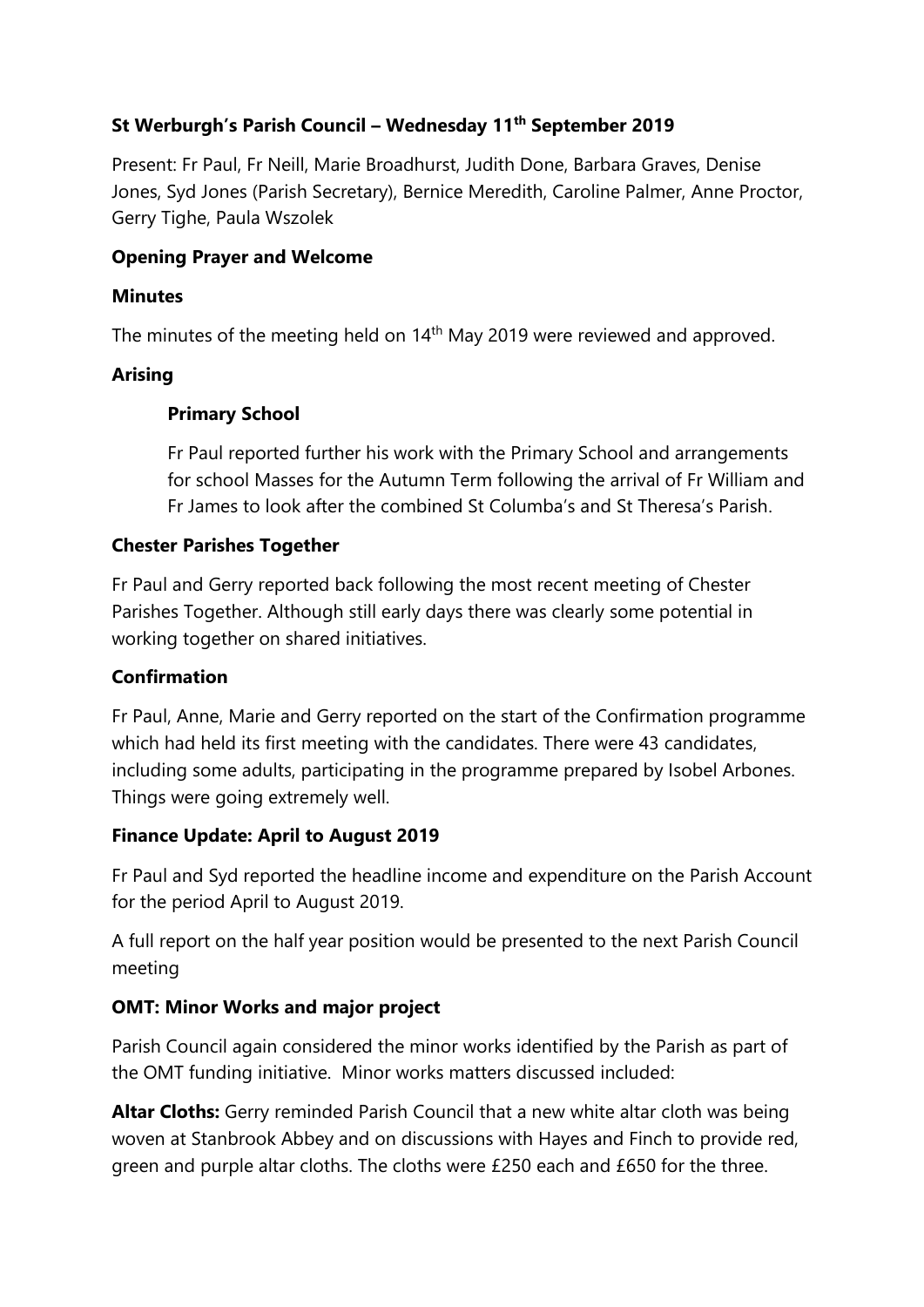# St Werburgh's Parish Council – Wednesday 11th September 2019

Present: Fr Paul, Fr Neill, Marie Broadhurst, Judith Done, Barbara Graves, Denise Jones, Syd Jones (Parish Secretary), Bernice Meredith, Caroline Palmer, Anne Proctor, Gerry Tighe, Paula Wszolek

## Opening Prayer and Welcome

## Minutes

The minutes of the meeting held on 14th May 2019 were reviewed and approved.

## Arising

### Primary School

Fr Paul reported further his work with the Primary School and arrangements for school Masses for the Autumn Term following the arrival of Fr William and Fr James to look after the combined St Columba's and St Theresa's Parish.

## Chester Parishes Together

Fr Paul and Gerry reported back following the most recent meeting of Chester Parishes Together. Although still early days there was clearly some potential in working together on shared initiatives.

## Confirmation

Fr Paul, Anne, Marie and Gerry reported on the start of the Confirmation programme which had held its first meeting with the candidates. There were 43 candidates, including some adults, participating in the programme prepared by Isobel Arbones. Things were going extremely well.

## Finance Update: April to August 2019

Fr Paul and Syd reported the headline income and expenditure on the Parish Account for the period April to August 2019.

A full report on the half year position would be presented to the next Parish Council meeting

## OMT: Minor Works and major project

Parish Council again considered the minor works identified by the Parish as part of the OMT funding initiative. Minor works matters discussed included:

**Altar Cloths:** Gerry reminded Parish Council that a new white altar cloth was being woven at Stanbrook Abbey and on discussions with Hayes and Finch to provide red, green and purple altar cloths. The cloths were £250 each and £650 for the three.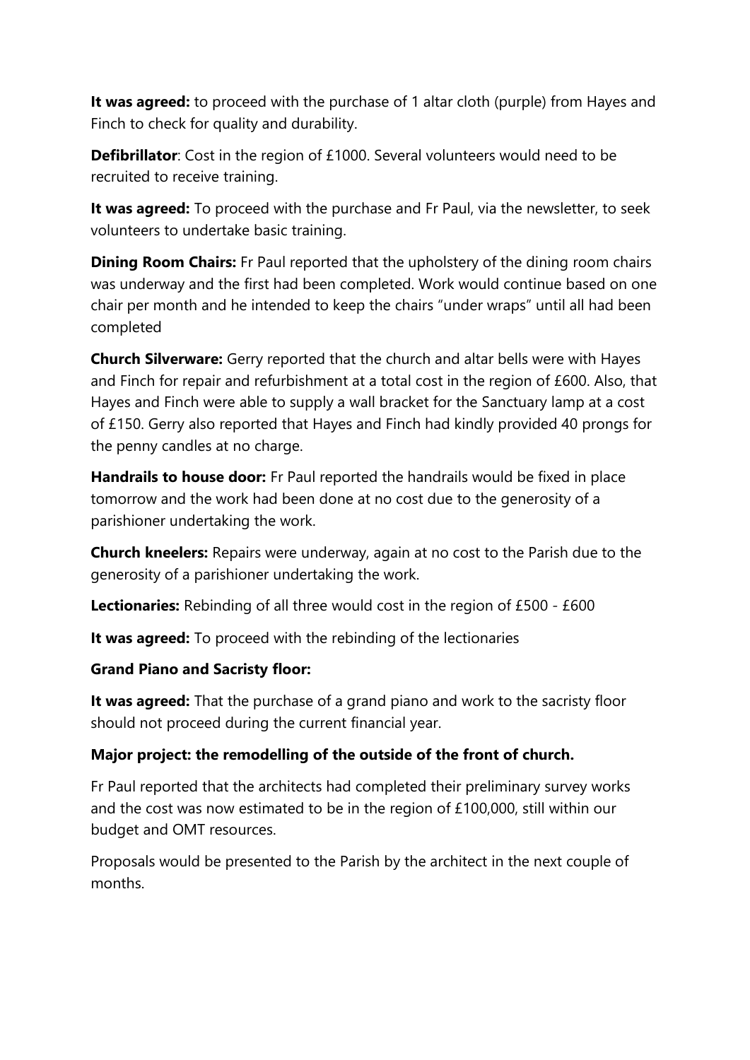**It was agreed:** to proceed with the purchase of 1 altar cloth (purple) from Hayes and Finch to check for quality and durability.

**Defibrillator**: Cost in the region of £1000. Several volunteers would need to be recruited to receive training.

**It was agreed:** To proceed with the purchase and Fr Paul, via the newsletter, to seek volunteers to undertake basic training.

**Dining Room Chairs:** Fr Paul reported that the upholstery of the dining room chairs was underway and the first had been completed. Work would continue based on one chair per month and he intended to keep the chairs "under wraps" until all had been completed

**Church Silverware:** Gerry reported that the church and altar bells were with Hayes and Finch for repair and refurbishment at a total cost in the region of £600. Also, that Hayes and Finch were able to supply a wall bracket for the Sanctuary lamp at a cost of £150. Gerry also reported that Hayes and Finch had kindly provided 40 prongs for the penny candles at no charge.

**Handrails to house door:** Fr Paul reported the handrails would be fixed in place tomorrow and the work had been done at no cost due to the generosity of a parishioner undertaking the work.

**Church kneelers:** Repairs were underway, again at no cost to the Parish due to the generosity of a parishioner undertaking the work.

**Lectionaries:** Rebinding of all three would cost in the region of £500 - £600

**It was agreed:** To proceed with the rebinding of the lectionaries

**Grand Piano and Sacristy floor:**

**It was agreed:** That the purchase of a grand piano and work to the sacristy floor should not proceed during the current financial year.

**Major project: the remodelling of the outside of the front of church.**

Fr Paul reported that the architects had completed their preliminary survey works and the cost was now estimated to be in the region of £100,000, still within our budget and OMT resources.

Proposals would be presented to the Parish by the architect in the next couple of months.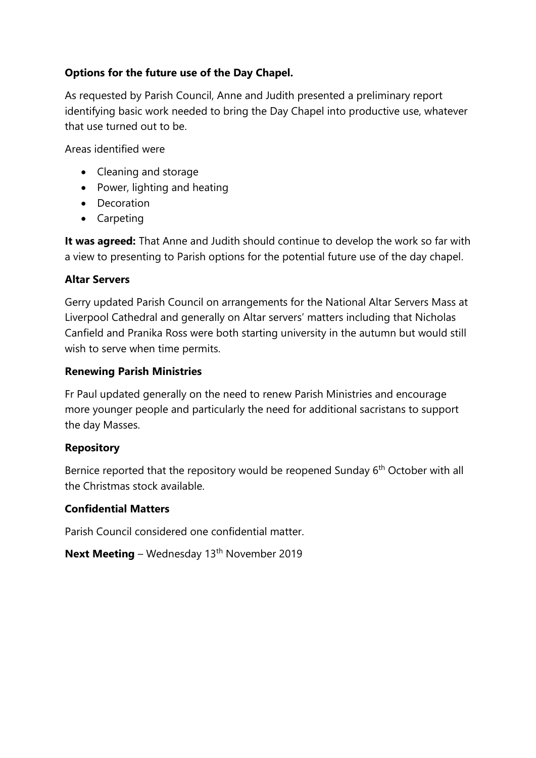**Options for the future use of the Day Chapel.**

As requested by Parish Council, Anne and Judith presented a preliminary report identifying basic work needed to bring the Day Chapel into productive use, whatever that use turned out to be.

Areas identified were

- Cleaning and storage
- Power, lighting and heating
- Decoration
- Carpeting

**It was agreed:** That Anne and Judith should continue to develop the work so far with a view to presenting to Parish options for the potential future use of the day chapel.

**Altar Servers**

Gerry updated Parish Council on arrangements for the National Altar Servers Mass at Liverpool Cathedral and generally on Altar servers' matters including that Nicholas Canfield and Pranika Ross were both starting university in the autumn but would still wish to serve when time permits.

**Renewing Parish Ministries**

Fr Paul updated generally on the need to renew Parish Ministries and encourage more younger people and particularly the need for additional sacristans to support the day Masses.

**Repository**

Bernice reported that the repository would be reopened Sunday 6th October with all the Christmas stock available.

**Confidential Matters**

Parish Council considered one confidential matter.

**Next Meeting** – Wednesday 13th November 2019